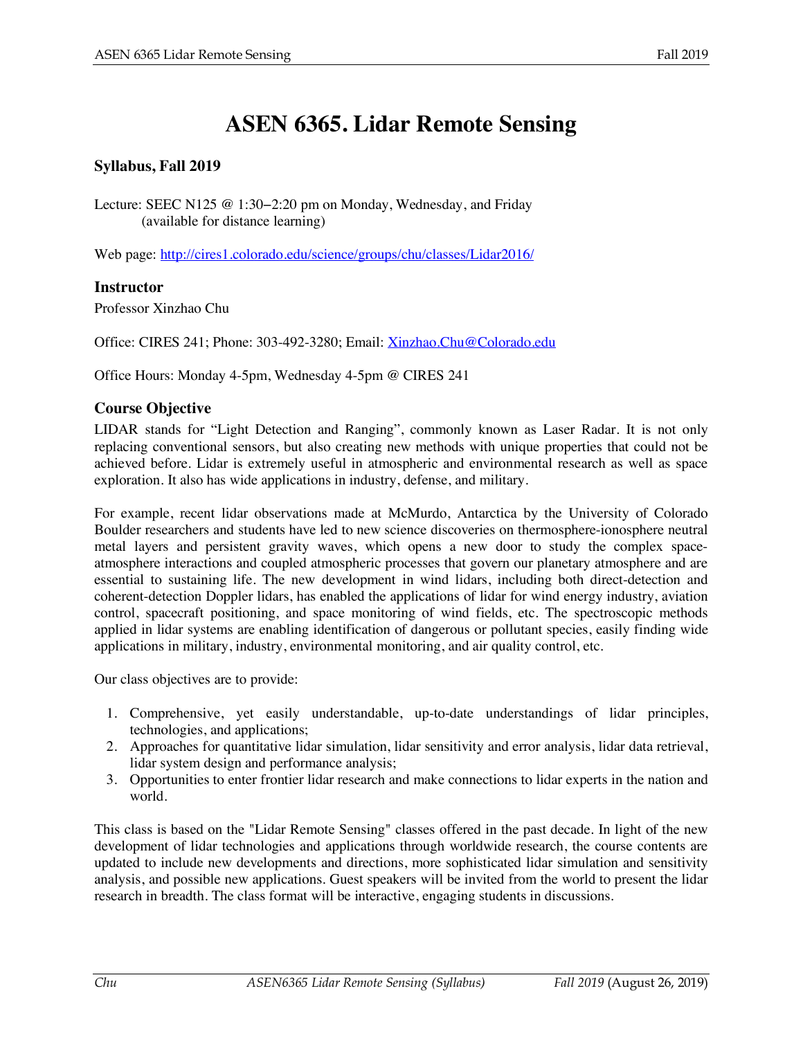# ASEN 6365. Lidar Remote Sensing

### Syllabus, Fall 2019

Lecture: SEEC N125 @ 1:30–2:20 pm on Monday, Wednesday, and Friday
(available for distance learning)

Web page: [http://cires1.colorado.edu/science/groups/chu/classes/Lidar2016/](http://cires1.colorado.edu/science/groups/chu/classes/Lidar2016/)

## Instructor

Professor Xinzhao Chu

Office: CIRES 241; Phone: 303-492-3280; Email: [Xinzhao.Chu@Colorado.edu](mailto:Xinzhao.Chu@Colorado.edu)

Office Hours: Monday 4-5pm, Wednesday 4-5pm @ CIRES 241

## Course Objective

LIDAR stands for "Light Detection and Ranging", commonly known as Laser Radar. It is not only replacing conventional sensors, but also creating new methods with unique properties that could not be achieved before. Lidar is extremely useful in atmospheric and environmental research as well as space exploration. It also has wide applications in industry, defense, and military.

For example, recent lidar observations made at McMurdo, Antarctica by the University of Colorado Boulder researchers and students have led to new science discoveries on thermosphere-ionosphere neutral metal layers and persistent gravity waves, which opens a new door to study the complex space-atmosphere interactions and coupled atmospheric processes that govern our planetary atmosphere and are essential to sustaining life. The new development in wind lidars, including both direct-detection and coherent-detection Doppler lidars, has enabled the applications of lidar for wind energy industry, aviation control, spacecraft positioning, and space monitoring of wind fields, etc. The spectroscopic methods applied in lidar systems are enabling identification of dangerous or pollutant species, easily finding wide applications in military, industry, environmental monitoring, and air quality control, etc.

Our class objectives are to provide:

1. Comprehensive, yet easily understandable, up-to-date understandings of lidar principles, technologies, and applications;
2. Approaches for quantitative lidar simulation, lidar sensitivity and error analysis, lidar data retrieval, lidar system design and performance analysis;
3. Opportunities to enter frontier lidar research and make connections to lidar experts in the nation and world.

This class is based on the "Lidar Remote Sensing" classes offered in the past decade. In light of the new development of lidar technologies and applications through worldwide research, the course contents are updated to include new developments and directions, more sophisticated lidar simulation and sensitivity analysis, and possible new applications. Guest speakers will be invited from the world to present the lidar research in breadth. The class format will be interactive, engaging students in discussions.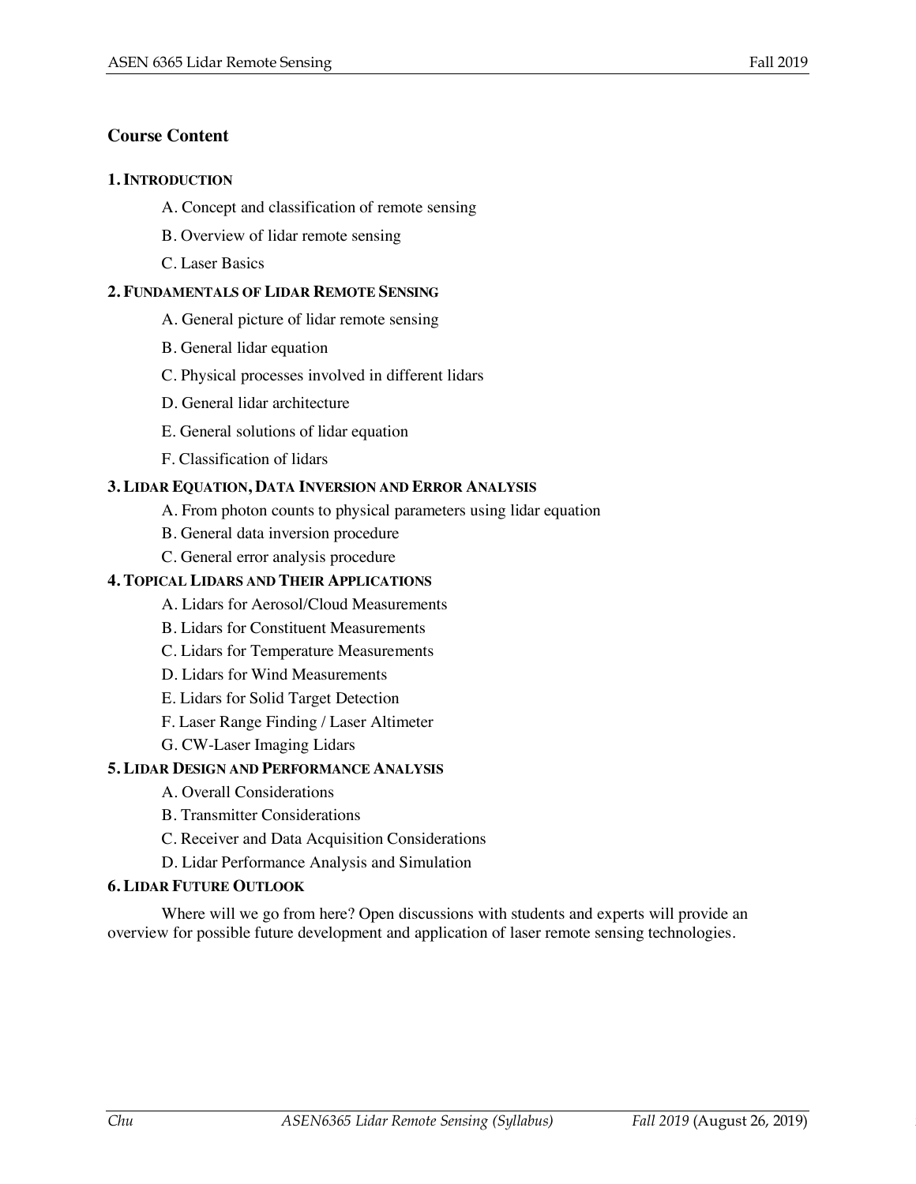## Course Content

### 1. INTRODUCTION

A. Concept and classification of remote sensing

B. Overview of lidar remote sensing

C. Laser Basics

### 2. FUNDAMENTALS OF LIDAR REMOTE SENSING

A. General picture of lidar remote sensing

B. General lidar equation

C. Physical processes involved in different lidars

D. General lidar architecture

E. General solutions of lidar equation

F. Classification of lidars

### 3. LIDAR EQUATION, DATA INVERSION AND ERROR ANALYSIS

A. From photon counts to physical parameters using lidar equation

B. General data inversion procedure

C. General error analysis procedure

### 4. TOPICAL LIDARS AND THEIR APPLICATIONS

A. Lidars for Aerosol/Cloud Measurements

B. Lidars for Constituent Measurements

C. Lidars for Temperature Measurements

D. Lidars for Wind Measurements

E. Lidars for Solid Target Detection

F. Laser Range Finding / Laser Altimeter

G. CW-Laser Imaging Lidars

### 5. LIDAR DESIGN AND PERFORMANCE ANALYSIS

A. Overall Considerations

B. Transmitter Considerations

C. Receiver and Data Acquisition Considerations

D. Lidar Performance Analysis and Simulation

### 6. LIDAR FUTURE OUTLOOK

Where will we go from here? Open discussions with students and experts will provide an overview for possible future development and application of laser remote sensing technologies.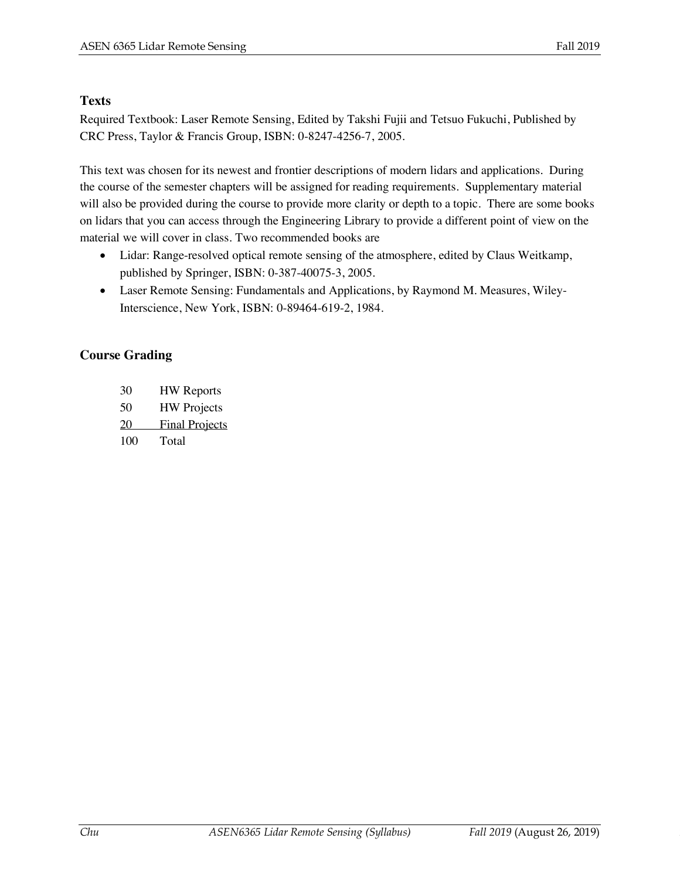## Texts

Required Textbook: Laser Remote Sensing, Edited by Takshi Fujii and Tetsuo Fukuchi, Published by CRC Press, Taylor & Francis Group, ISBN: 0-8247-4256-7, 2005.

This text was chosen for its newest and frontier descriptions of modern lidars and applications. During the course of the semester chapters will be assigned for reading requirements. Supplementary material will also be provided during the course to provide more clarity or depth to a topic. There are some books on lidars that you can access through the Engineering Library to provide a different point of view on the material we will cover in class. Two recommended books are

- Lidar: Range-resolved optical remote sensing of the atmosphere, edited by Claus Weitkamp, published by Springer, ISBN: 0-387-40075-3, 2005.
- Laser Remote Sensing: Fundamentals and Applications, by Raymond M. Measures, Wiley-Interscience, New York, ISBN: 0-89464-619-2, 1984.

## Course Grading

| | |
|---|---|
| 30 | HW Reports |
| 50 | HW Projects |
| 20 | Final Projects |
| 100 | Total |